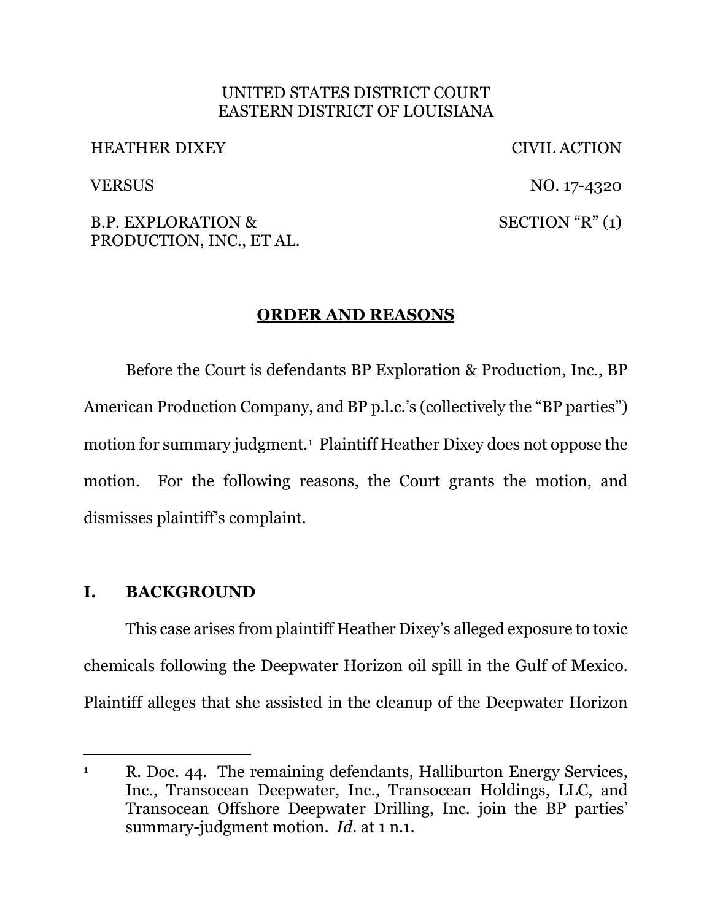UNITED STATES DISTRICT COURT
EASTERN DISTRICT OF LOUISIANA

| | |
|---|---|
| HEATHER DIXEY | CIVIL ACTION |
| VERSUS | NO. 17-4320 |
| B.P. EXPLORATION & PRODUCTION, INC., ET AL. | SECTION "R" (1) |

## ORDER AND REASONS

Before the Court is defendants BP Exploration & Production, Inc., BP American Production Company, and BP p.l.c.'s (collectively the "BP parties") motion for summary judgment.[1] Plaintiff Heather Dixey does not oppose the motion. For the following reasons, the Court grants the motion, and dismisses plaintiff's complaint.

## I. BACKGROUND

This case arises from plaintiff Heather Dixey's alleged exposure to toxic chemicals following the Deepwater Horizon oil spill in the Gulf of Mexico. Plaintiff alleges that she assisted in the cleanup of the Deepwater Horizon

---

[1] R. Doc. 44. The remaining defendants, Halliburton Energy Services, Inc., Transocean Deepwater, Inc., Transocean Holdings, LLC, and Transocean Offshore Deepwater Drilling, Inc. join the BP parties' summary-judgment motion. *Id.* at 1 n.1.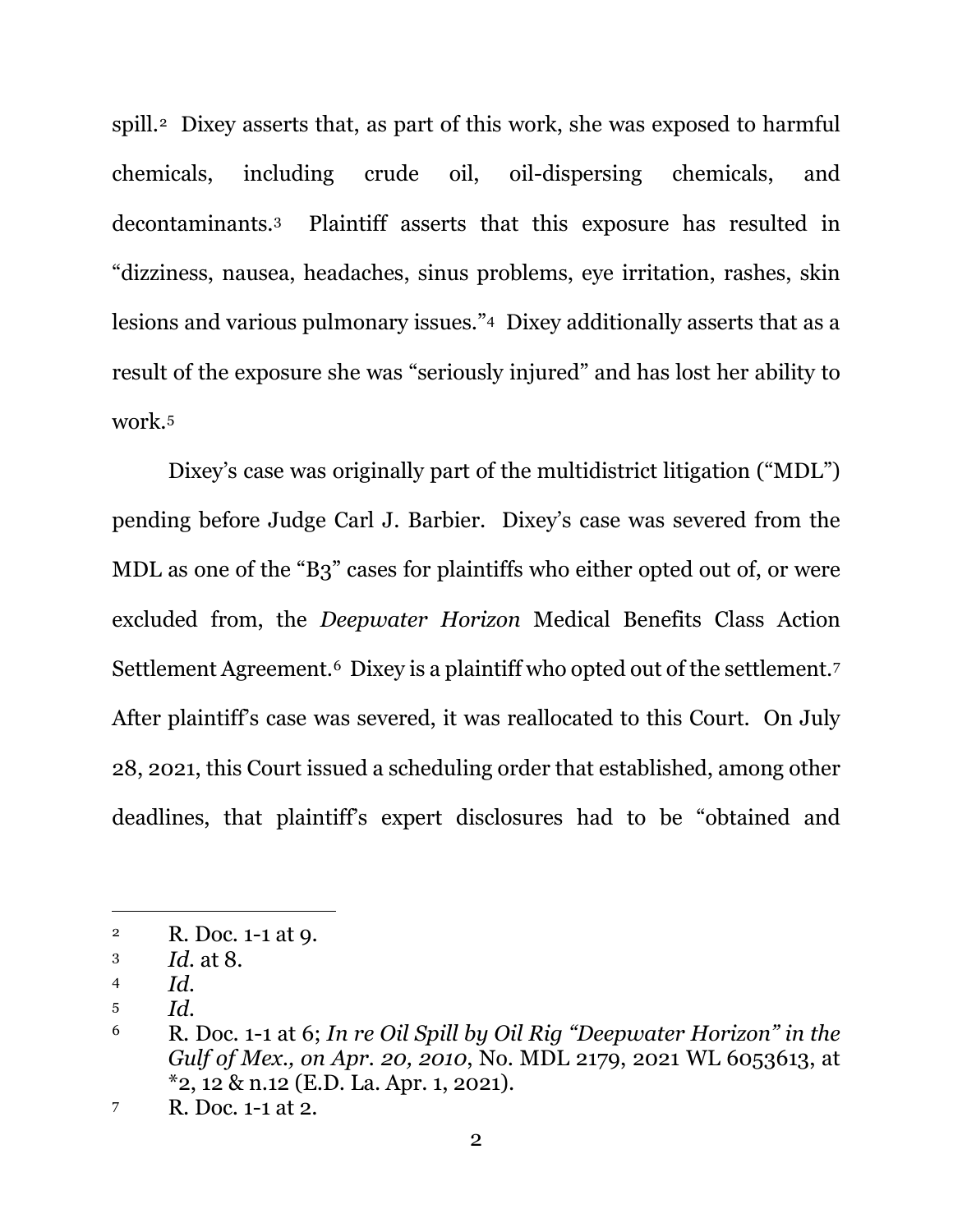spill.[2] Dixey asserts that, as part of this work, she was exposed to harmful chemicals, including crude oil, oil-dispersing chemicals, and decontaminants.[3] Plaintiff asserts that this exposure has resulted in "dizziness, nausea, headaches, sinus problems, eye irritation, rashes, skin lesions and various pulmonary issues."[4] Dixey additionally asserts that as a result of the exposure she was "seriously injured" and has lost her ability to work.[5]

Dixey's case was originally part of the multidistrict litigation ("MDL") pending before Judge Carl J. Barbier. Dixey's case was severed from the MDL as one of the "B3" cases for plaintiffs who either opted out of, or were excluded from, the *Deepwater Horizon* Medical Benefits Class Action Settlement Agreement.[6] Dixey is a plaintiff who opted out of the settlement.[7] After plaintiff's case was severed, it was reallocated to this Court. On July 28, 2021, this Court issued a scheduling order that established, among other deadlines, that plaintiff's expert disclosures had to be "obtained and

---

[2] R. Doc. 1-1 at 9.

[3] *Id.* at 8.

[4] *Id.*

[5] *Id.*

[6] R. Doc. 1-1 at 6; *In re Oil Spill by Oil Rig "Deepwater Horizon" in the Gulf of Mex., on Apr. 20, 2010*, No. MDL 2179, 2021 WL 6053613, at *2, 12 & n.12 (E.D. La. Apr. 1, 2021).

[7] R. Doc. 1-1 at 2.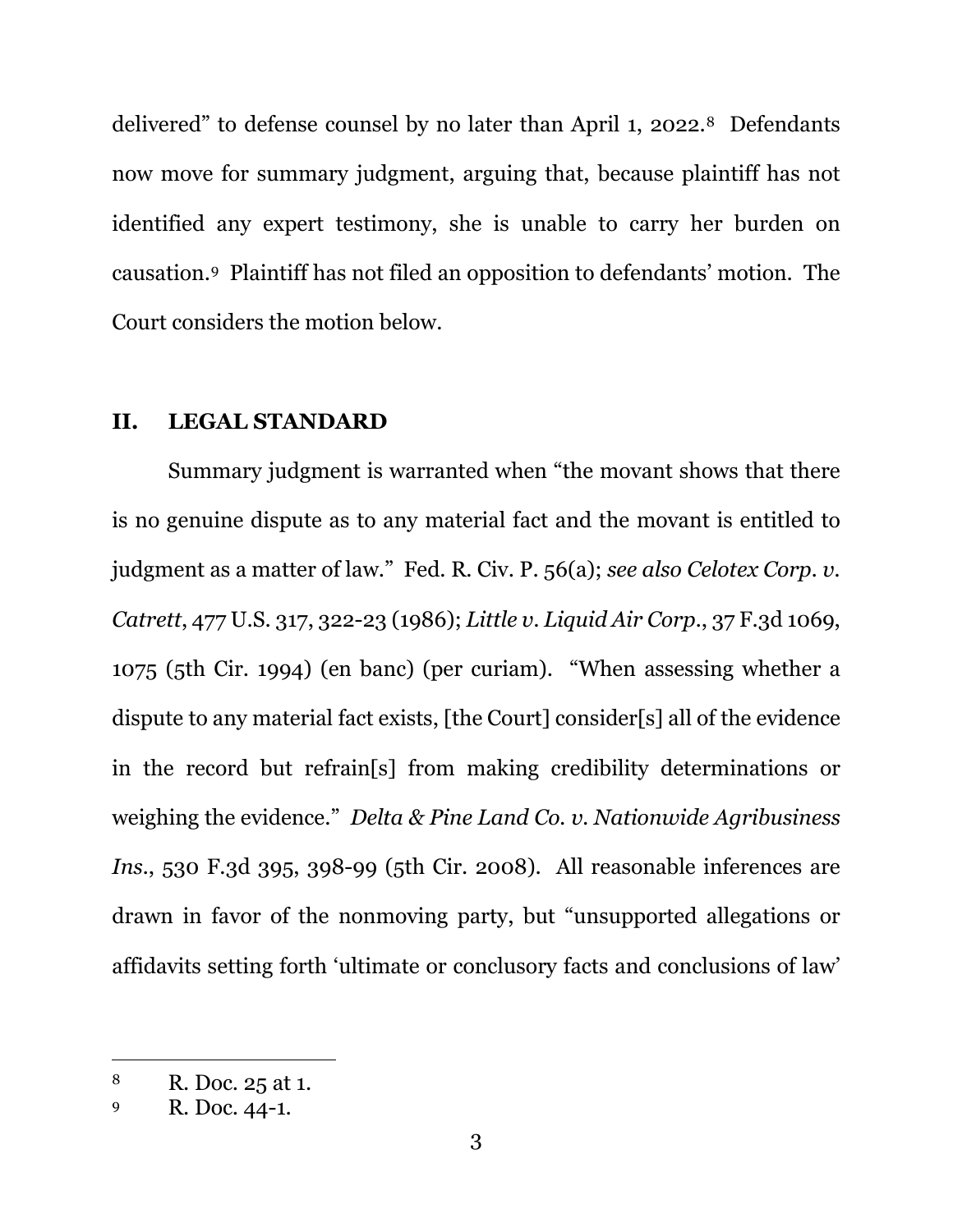delivered" to defense counsel by no later than April 1, 2022.[8] Defendants now move for summary judgment, arguing that, because plaintiff has not identified any expert testimony, she is unable to carry her burden on causation.[9] Plaintiff has not filed an opposition to defendants' motion. The Court considers the motion below.

## II. LEGAL STANDARD

Summary judgment is warranted when "the movant shows that there is no genuine dispute as to any material fact and the movant is entitled to judgment as a matter of law." Fed. R. Civ. P. 56(a); *see also Celotex Corp. v. Catrett*, 477 U.S. 317, 322-23 (1986); *Little v. Liquid Air Corp.*, 37 F.3d 1069, 1075 (5th Cir. 1994) (en banc) (per curiam). "When assessing whether a dispute to any material fact exists, [the Court] consider[s] all of the evidence in the record but refrain[s] from making credibility determinations or weighing the evidence." *Delta & Pine Land Co. v. Nationwide Agribusiness Ins.*, 530 F.3d 395, 398-99 (5th Cir. 2008). All reasonable inferences are drawn in favor of the nonmoving party, but "unsupported allegations or affidavits setting forth 'ultimate or conclusory facts and conclusions of law'

---

[8] R. Doc. 25 at 1.

[9] R. Doc. 44-1.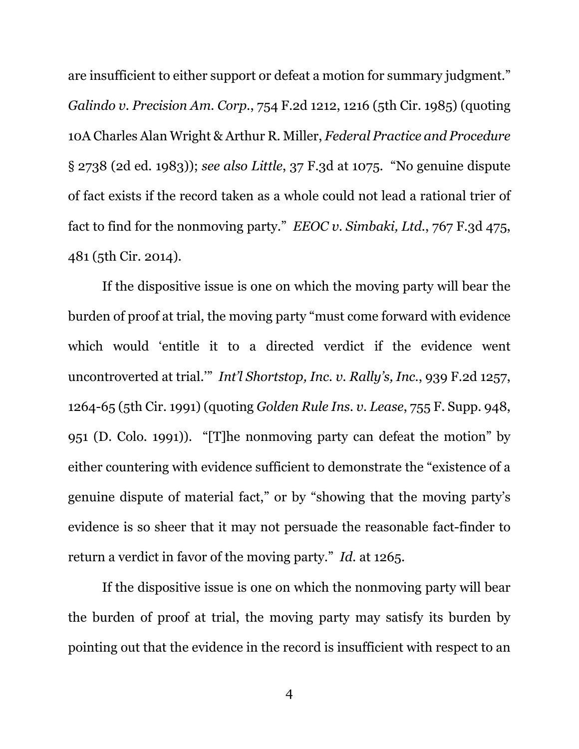are insufficient to either support or defeat a motion for summary judgment." *Galindo v. Precision Am. Corp.*, 754 F.2d 1212, 1216 (5th Cir. 1985) (quoting 10A Charles Alan Wright & Arthur R. Miller, *Federal Practice and Procedure* § 2738 (2d ed. 1983)); *see also Little*, 37 F.3d at 1075. "No genuine dispute of fact exists if the record taken as a whole could not lead a rational trier of fact to find for the nonmoving party." *EEOC v. Simbaki, Ltd.*, 767 F.3d 475, 481 (5th Cir. 2014).

If the dispositive issue is one on which the moving party will bear the burden of proof at trial, the moving party "must come forward with evidence which would 'entitle it to a directed verdict if the evidence went uncontroverted at trial.'" *Int'l Shortstop, Inc. v. Rally's, Inc.*, 939 F.2d 1257, 1264-65 (5th Cir. 1991) (quoting *Golden Rule Ins. v. Lease*, 755 F. Supp. 948, 951 (D. Colo. 1991)). "[T]he nonmoving party can defeat the motion" by either countering with evidence sufficient to demonstrate the "existence of a genuine dispute of material fact," or by "showing that the moving party's evidence is so sheer that it may not persuade the reasonable fact-finder to return a verdict in favor of the moving party." *Id.* at 1265.

If the dispositive issue is one on which the nonmoving party will bear the burden of proof at trial, the moving party may satisfy its burden by pointing out that the evidence in the record is insufficient with respect to an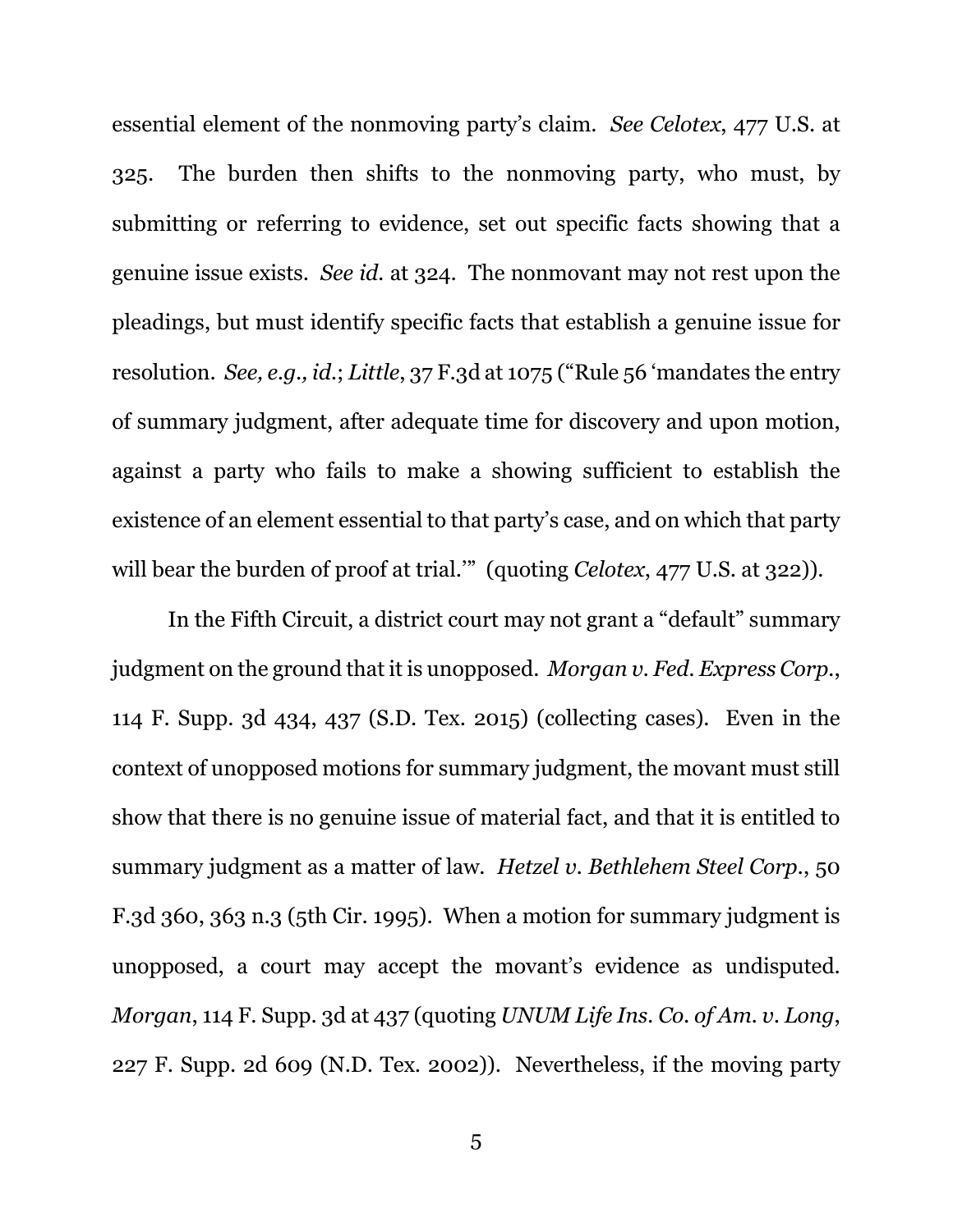essential element of the nonmoving party's claim. *See Celotex*, 477 U.S. at 325. The burden then shifts to the nonmoving party, who must, by submitting or referring to evidence, set out specific facts showing that a genuine issue exists. *See id.* at 324. The nonmovant may not rest upon the pleadings, but must identify specific facts that establish a genuine issue for resolution. *See, e.g., id.*; *Little*, 37 F.3d at 1075 ("Rule 56 'mandates the entry of summary judgment, after adequate time for discovery and upon motion, against a party who fails to make a showing sufficient to establish the existence of an element essential to that party's case, and on which that party will bear the burden of proof at trial.'" (quoting *Celotex*, 477 U.S. at 322)).

In the Fifth Circuit, a district court may not grant a "default" summary judgment on the ground that it is unopposed. *Morgan v. Fed. Express Corp.*, 114 F. Supp. 3d 434, 437 (S.D. Tex. 2015) (collecting cases). Even in the context of unopposed motions for summary judgment, the movant must still show that there is no genuine issue of material fact, and that it is entitled to summary judgment as a matter of law. *Hetzel v. Bethlehem Steel Corp.*, 50 F.3d 360, 363 n.3 (5th Cir. 1995). When a motion for summary judgment is unopposed, a court may accept the movant's evidence as undisputed. *Morgan*, 114 F. Supp. 3d at 437 (quoting *UNUM Life Ins. Co. of Am. v. Long*, 227 F. Supp. 2d 609 (N.D. Tex. 2002)). Nevertheless, if the moving party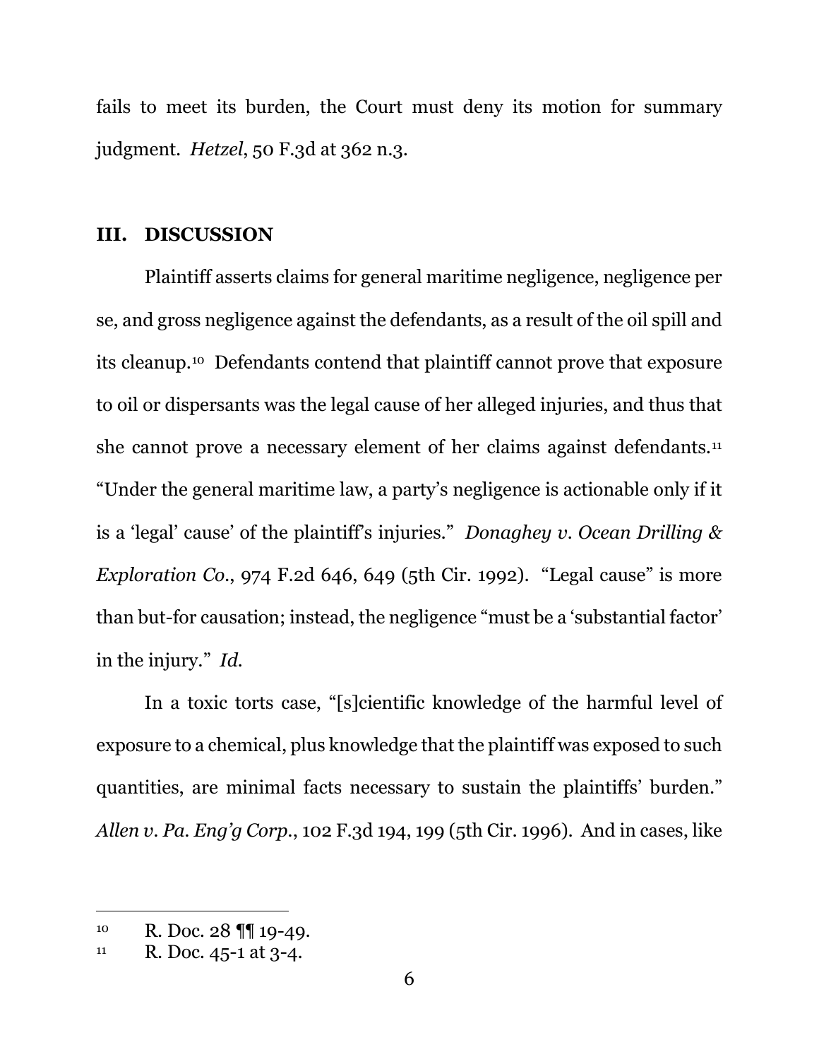fails to meet its burden, the Court must deny its motion for summary judgment. *Hetzel*, 50 F.3d at 362 n.3.

## III. DISCUSSION

Plaintiff asserts claims for general maritime negligence, negligence per se, and gross negligence against the defendants, as a result of the oil spill and its cleanup.[10] Defendants contend that plaintiff cannot prove that exposure to oil or dispersants was the legal cause of her alleged injuries, and thus that she cannot prove a necessary element of her claims against defendants.[11] "Under the general maritime law, a party's negligence is actionable only if it is a 'legal' cause' of the plaintiff's injuries." *Donaghey v. Ocean Drilling & Exploration Co.*, 974 F.2d 646, 649 (5th Cir. 1992). "Legal cause" is more than but-for causation; instead, the negligence "must be a 'substantial factor' in the injury." *Id.*

In a toxic torts case, "[s]cientific knowledge of the harmful level of exposure to a chemical, plus knowledge that the plaintiff was exposed to such quantities, are minimal facts necessary to sustain the plaintiffs' burden." *Allen v. Pa. Eng'g Corp.*, 102 F.3d 194, 199 (5th Cir. 1996). And in cases, like

---

[10] R. Doc. 28 ¶¶ 19-49.

[11] R. Doc. 45-1 at 3-4.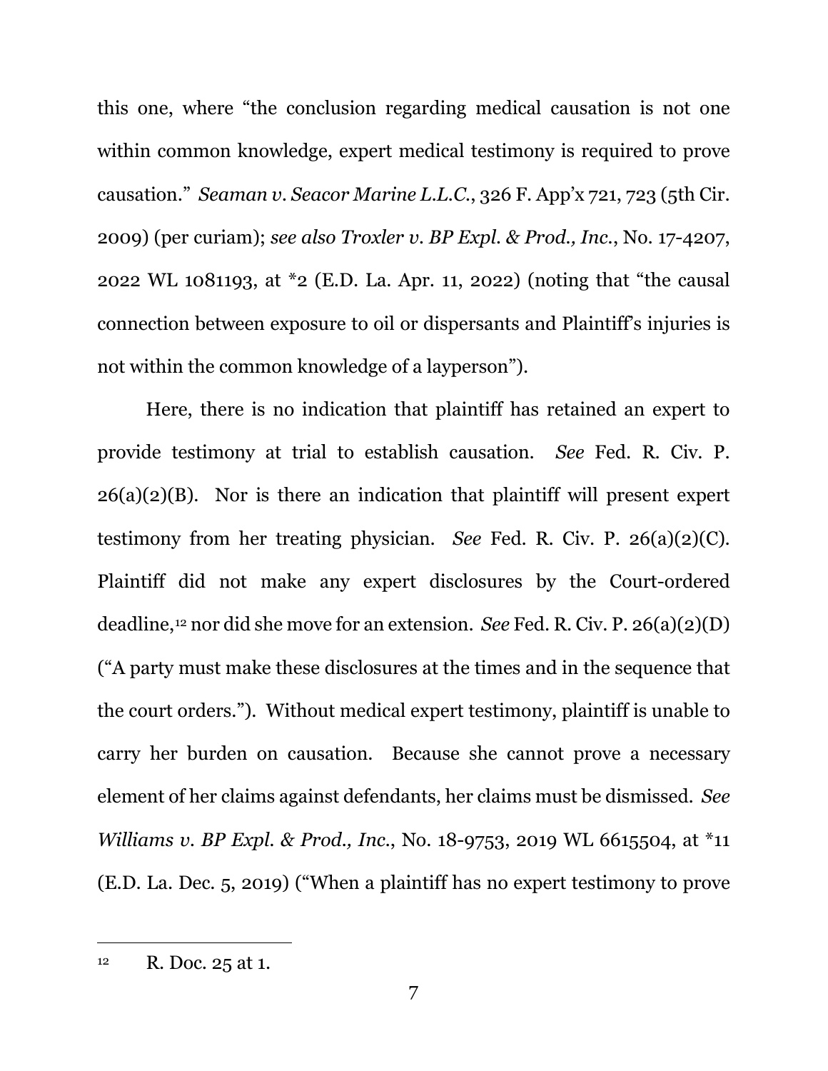this one, where "the conclusion regarding medical causation is not one within common knowledge, expert medical testimony is required to prove causation." *Seaman v. Seacor Marine L.L.C.*, 326 F. App'x 721, 723 (5th Cir. 2009) (per curiam); *see also Troxler v. BP Expl. & Prod., Inc.*, No. 17-4207, 2022 WL 1081193, at *2 (E.D. La. Apr. 11, 2022) (noting that "the causal connection between exposure to oil or dispersants and Plaintiff's injuries is not within the common knowledge of a layperson").

Here, there is no indication that plaintiff has retained an expert to provide testimony at trial to establish causation. *See* Fed. R. Civ. P. 26(a)(2)(B). Nor is there an indication that plaintiff will present expert testimony from her treating physician. *See* Fed. R. Civ. P. 26(a)(2)(C). Plaintiff did not make any expert disclosures by the Court-ordered deadline,[12] nor did she move for an extension. *See* Fed. R. Civ. P. 26(a)(2)(D) ("A party must make these disclosures at the times and in the sequence that the court orders."). Without medical expert testimony, plaintiff is unable to carry her burden on causation. Because she cannot prove a necessary element of her claims against defendants, her claims must be dismissed. *See Williams v. BP Expl. & Prod., Inc.*, No. 18-9753, 2019 WL 6615504, at *11 (E.D. La. Dec. 5, 2019) ("When a plaintiff has no expert testimony to prove

---

[12] R. Doc. 25 at 1.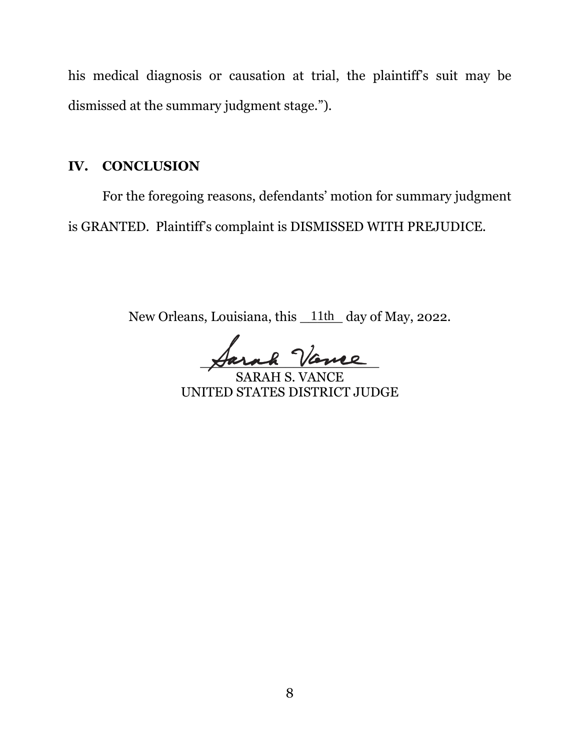his medical diagnosis or causation at trial, the plaintiff's suit may be dismissed at the summary judgment stage.").

## IV. CONCLUSION

For the foregoing reasons, defendants' motion for summary judgment is GRANTED. Plaintiff's complaint is DISMISSED WITH PREJUDICE.

New Orleans, Louisiana, this 11th day of May, 2022.

SARAH S. VANCE
UNITED STATES DISTRICT JUDGE